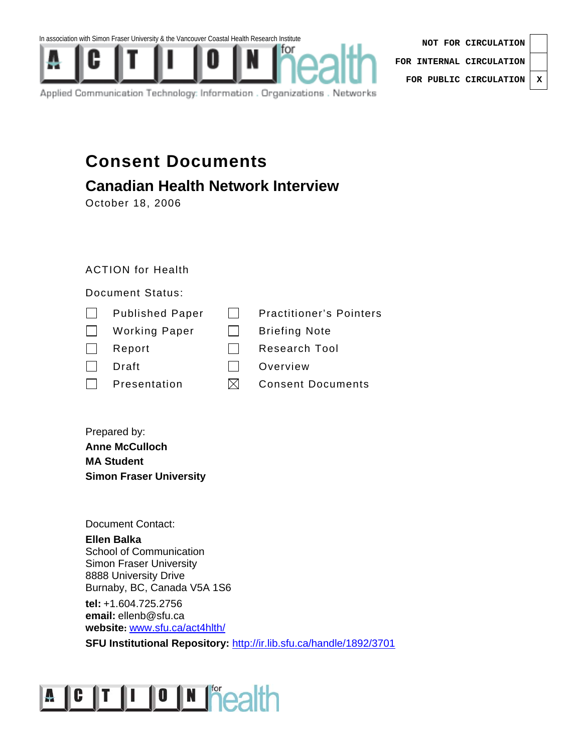In association with Simon Fraser University & the Vancouver Coastal Health Research Institute

ACTION for health

Applied Communication Technology: Information . Organizations . Networks

| | |
|---|---|
| NOT FOR CIRCULATION | |
| FOR INTERNAL CIRCULATION | |
| FOR PUBLIC CIRCULATION | X |

# Consent Documents

## Canadian Health Network Interview

October 18, 2006

ACTION for Health

Document Status:

- [ ] Published Paper
- [ ] Working Paper
- [ ] Report
- [ ] Draft
- [ ] Presentation
- [ ] Practitioner's Pointers
- [ ] Briefing Note
- [ ] Research Tool
- [ ] Overview
- [x] Consent Documents

Prepared by:
**Anne McCulloch**
**MA Student**
**Simon Fraser University**

Document Contact:

**Ellen Balka**
School of Communication
Simon Fraser University
8888 University Drive
Burnaby, BC, Canada V5A 1S6

**tel:** +1.604.725.2756
**email:** ellenb@sfu.ca
**website:** www.sfu.ca/act4hlth/

**SFU Institutional Repository:** http://ir.lib.sfu.ca/handle/1892/3701

ACTION for health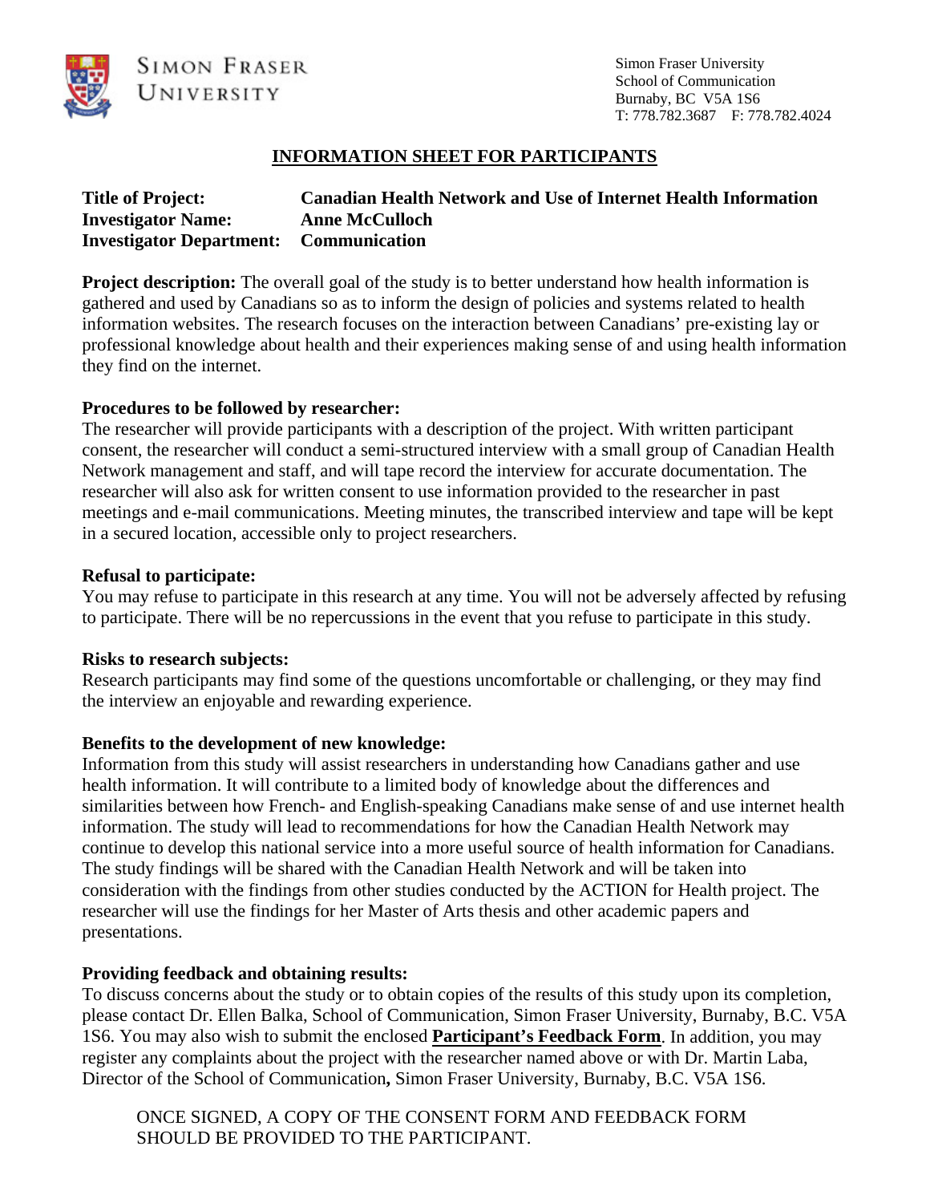**SIMON FRASER UNIVERSITY**

Simon Fraser University
School of Communication
Burnaby, BC V5A 1S6
T: 778.782.3687 F: 778.782.4024

## INFORMATION SHEET FOR PARTICIPANTS

**Title of Project:** **Canadian Health Network and Use of Internet Health Information**
**Investigator Name:** **Anne McCulloch**
**Investigator Department:** **Communication**

**Project description:** The overall goal of the study is to better understand how health information is gathered and used by Canadians so as to inform the design of policies and systems related to health information websites. The research focuses on the interaction between Canadians' pre-existing lay or professional knowledge about health and their experiences making sense of and using health information they find on the internet.

**Procedures to be followed by researcher:**
The researcher will provide participants with a description of the project. With written participant consent, the researcher will conduct a semi-structured interview with a small group of Canadian Health Network management and staff, and will tape record the interview for accurate documentation. The researcher will also ask for written consent to use information provided to the researcher in past meetings and e-mail communications. Meeting minutes, the transcribed interview and tape will be kept in a secured location, accessible only to project researchers.

**Refusal to participate:**
You may refuse to participate in this research at any time. You will not be adversely affected by refusing to participate. There will be no repercussions in the event that you refuse to participate in this study.

**Risks to research subjects:**
Research participants may find some of the questions uncomfortable or challenging, or they may find the interview an enjoyable and rewarding experience.

**Benefits to the development of new knowledge:**
Information from this study will assist researchers in understanding how Canadians gather and use health information. It will contribute to a limited body of knowledge about the differences and similarities between how French- and English-speaking Canadians make sense of and use internet health information. The study will lead to recommendations for how the Canadian Health Network may continue to develop this national service into a more useful source of health information for Canadians. The study findings will be shared with the Canadian Health Network and will be taken into consideration with the findings from other studies conducted by the ACTION for Health project. The researcher will use the findings for her Master of Arts thesis and other academic papers and presentations.

**Providing feedback and obtaining results:**
To discuss concerns about the study or to obtain copies of the results of this study upon its completion, please contact Dr. Ellen Balka, School of Communication, Simon Fraser University, Burnaby, B.C. V5A 1S6. You may also wish to submit the enclosed **Participant's Feedback Form**. In addition, you may register any complaints about the project with the researcher named above or with Dr. Martin Laba, Director of the School of Communication**,** Simon Fraser University, Burnaby, B.C. V5A 1S6.

ONCE SIGNED, A COPY OF THE CONSENT FORM AND FEEDBACK FORM SHOULD BE PROVIDED TO THE PARTICIPANT.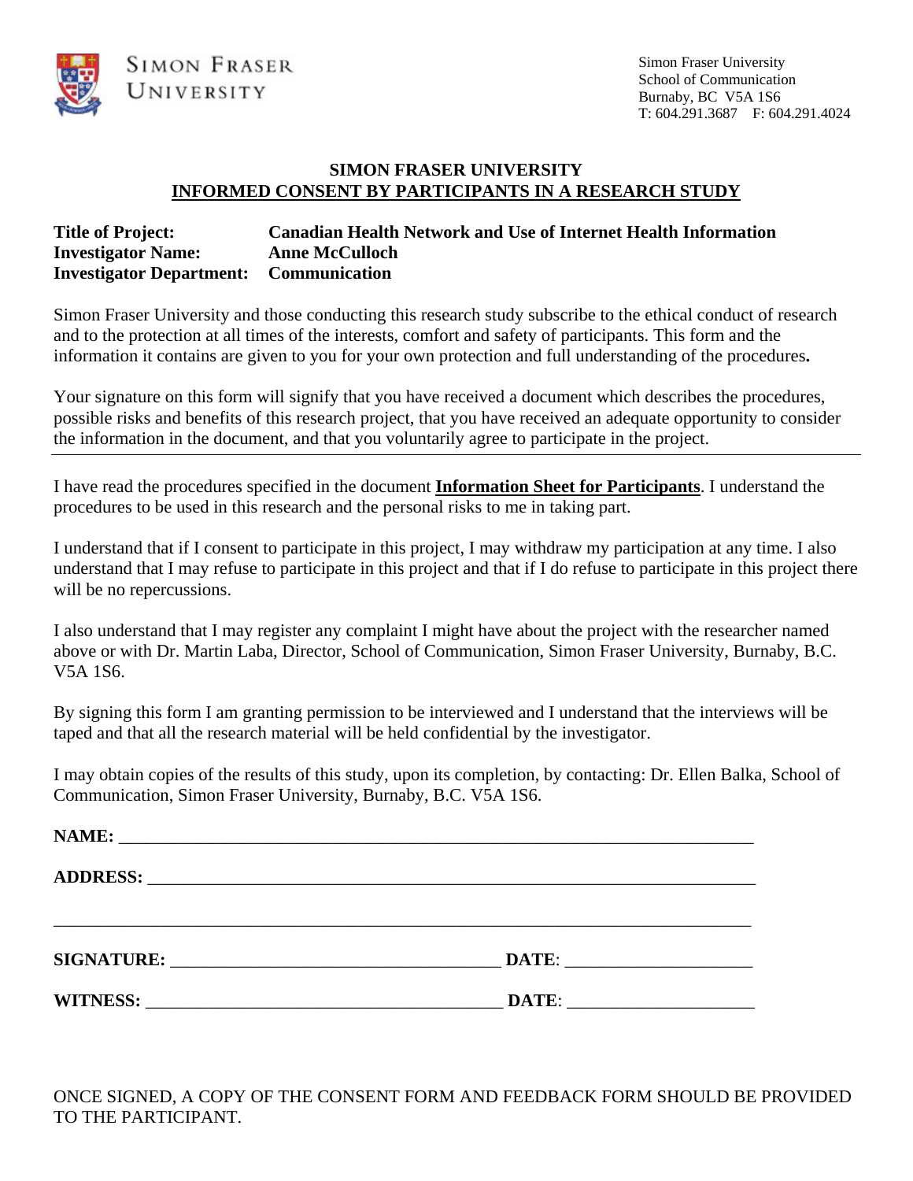Simon Fraser University
School of Communication
Burnaby, BC V5A 1S6
T: 604.291.3687 F: 604.291.4024

**SIMON FRASER UNIVERSITY**
**INFORMED CONSENT BY PARTICIPANTS IN A RESEARCH STUDY**

**Title of Project:** **Canadian Health Network and Use of Internet Health Information**
**Investigator Name:** **Anne McCulloch**
**Investigator Department:** **Communication**

Simon Fraser University and those conducting this research study subscribe to the ethical conduct of research and to the protection at all times of the interests, comfort and safety of participants. This form and the information it contains are given to you for your own protection and full understanding of the procedures**.**

Your signature on this form will signify that you have received a document which describes the procedures, possible risks and benefits of this research project, that you have received an adequate opportunity to consider the information in the document, and that you voluntarily agree to participate in the project.

---

I have read the procedures specified in the document **Information Sheet for Participants**. I understand the procedures to be used in this research and the personal risks to me in taking part.

I understand that if I consent to participate in this project, I may withdraw my participation at any time. I also understand that I may refuse to participate in this project and that if I do refuse to participate in this project there will be no repercussions.

I also understand that I may register any complaint I might have about the project with the researcher named above or with Dr. Martin Laba, Director, School of Communication, Simon Fraser University, Burnaby, B.C. V5A 1S6.

By signing this form I am granting permission to be interviewed and I understand that the interviews will be taped and that all the research material will be held confidential by the investigator.

I may obtain copies of the results of this study, upon its completion, by contacting: Dr. Ellen Balka, School of Communication, Simon Fraser University, Burnaby, B.C. V5A 1S6.

**NAME:** ____________________________________________

**ADDRESS:** ____________________________________________

____________________________________________

**SIGNATURE:** ______________________ **DATE**: ______________

**WITNESS:** ______________________ **DATE**: ______________

ONCE SIGNED, A COPY OF THE CONSENT FORM AND FEEDBACK FORM SHOULD BE PROVIDED TO THE PARTICIPANT.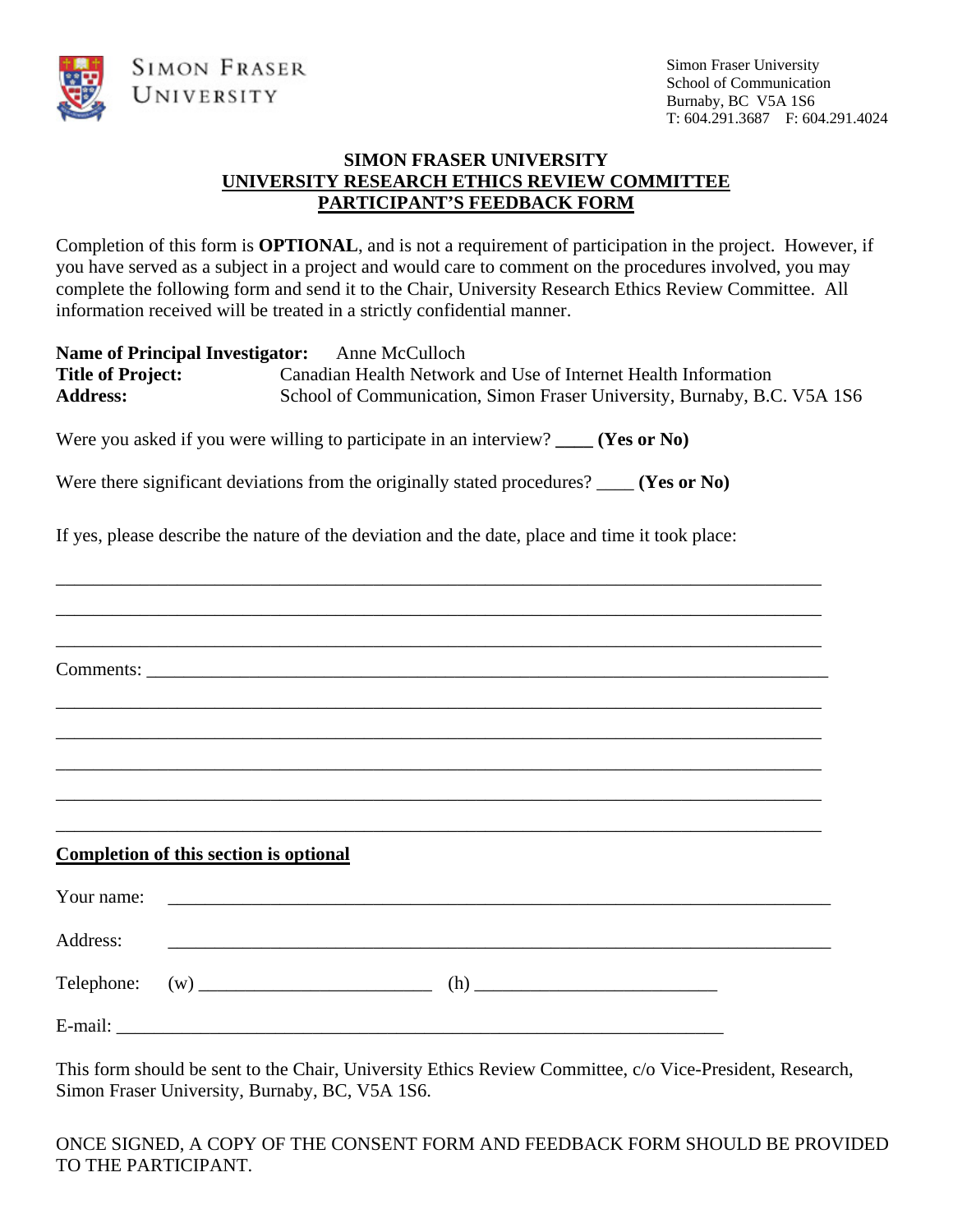Simon Fraser University
School of Communication
Burnaby, BC V5A 1S6
T: 604.291.3687 F: 604.291.4024

**SIMON FRASER UNIVERSITY**
**UNIVERSITY RESEARCH ETHICS REVIEW COMMITTEE**
**PARTICIPANT'S FEEDBACK FORM**

Completion of this form is **OPTIONAL**, and is not a requirement of participation in the project. However, if you have served as a subject in a project and would care to comment on the procedures involved, you may complete the following form and send it to the Chair, University Research Ethics Review Committee. All information received will be treated in a strictly confidential manner.

**Name of Principal Investigator:** Anne McCulloch
**Title of Project:** Canadian Health Network and Use of Internet Health Information
**Address:** School of Communication, Simon Fraser University, Burnaby, B.C. V5A 1S6

Were you asked if you were willing to participate in an interview? ____ **(Yes or No)**

Were there significant deviations from the originally stated procedures? ____ **(Yes or No)**

If yes, please describe the nature of the deviation and the date, place and time it took place:

_______________________________________________________________________________

_______________________________________________________________________________

_______________________________________________________________________________

Comments: _____________________________________________________________________

_______________________________________________________________________________

_______________________________________________________________________________

_______________________________________________________________________________

_______________________________________________________________________________

_______________________________________________________________________________

**Completion of this section is optional**

Your name: _____________________________________________________________________

Address: _______________________________________________________________________

Telephone: (w) _________________________ (h) _________________________

E-mail: _________________________________________________________________

This form should be sent to the Chair, University Ethics Review Committee, c/o Vice-President, Research, Simon Fraser University, Burnaby, BC, V5A 1S6.

ONCE SIGNED, A COPY OF THE CONSENT FORM AND FEEDBACK FORM SHOULD BE PROVIDED TO THE PARTICIPANT.